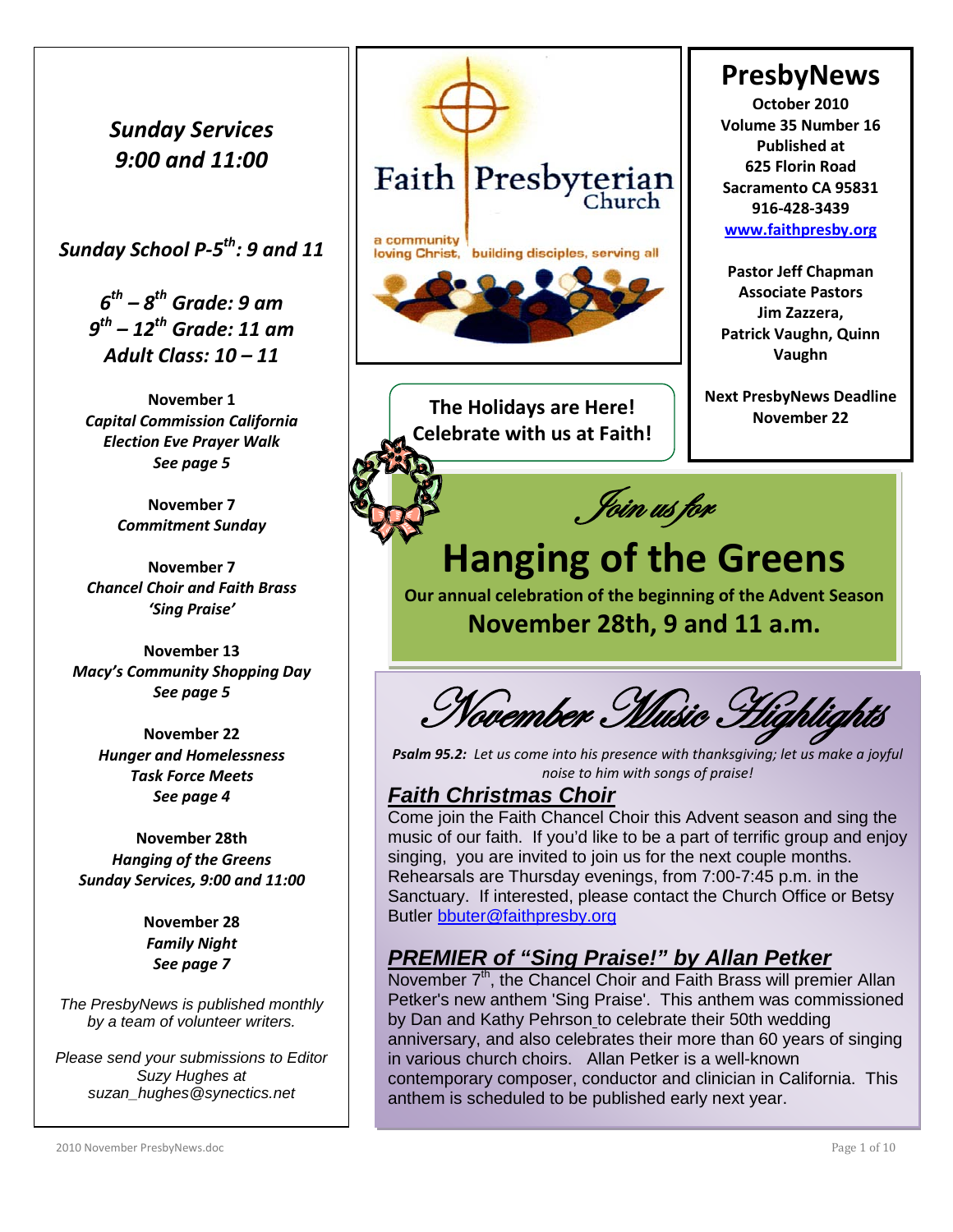# PresbyNews

**October 2010**
**Volume 35 Number 16**
**Published at**
**625 Florin Road**
**Sacramento CA 95831**
**916-428-3439**
**[www.faithpresby.org](http://www.faithpresby.org)**

**Pastor Jeff Chapman**
**Associate Pastors**
**Jim Zazzera,**
**Patrick Vaughn, Quinn Vaughn**

**Next PresbyNews Deadline**
**November 22**

Faith Presbyterian Church

a community loving Christ, building disciples, serving all

***Sunday Services***
***9:00 and 11:00***

***Sunday School P-5th: 9 and 11***

***6th – 8th Grade: 9 am***
***9th – 12th Grade: 11 am***
***Adult Class: 10 – 11***

**November 1**
***Capital Commission California Election Eve Prayer Walk***
***See page 5***

**November 7**
***Commitment Sunday***

**November 7**
***Chancel Choir and Faith Brass 'Sing Praise'***

**November 13**
***Macy's Community Shopping Day***
***See page 5***

**November 22**
***Hunger and Homelessness Task Force Meets***
***See page 4***

**November 28th**
***Hanging of the Greens***
***Sunday Services, 9:00 and 11:00***

**November 28**
***Family Night***
***See page 7***

*The PresbyNews is published monthly by a team of volunteer writers.*

*Please send your submissions to Editor Suzy Hughes at suzan_hughes@synectics.net*

**The Holidays are Here! Celebrate with us at Faith!**

*Join us for*

# Hanging of the Greens

**Our annual celebration of the beginning of the Advent Season**

**November 28th, 9 and 11 a.m.**

## *November Music Highlights*

***Psalm 95.2:*** *Let us come into his presence with thanksgiving; let us make a joyful noise to him with songs of praise!*

### *Faith Christmas Choir*

Come join the Faith Chancel Choir this Advent season and sing the music of our faith. If you'd like to be a part of terrific group and enjoy singing, you are invited to join us for the next couple months. Rehearsals are Thursday evenings, from 7:00-7:45 p.m. in the Sanctuary. If interested, please contact the Church Office or Betsy Butler [bbuter@faithpresby.org](mailto:bbuter@faithpresby.org)

### *PREMIER of "Sing Praise!" by Allan Petker*

November 7th, the Chancel Choir and Faith Brass will premier Allan Petker's new anthem 'Sing Praise'. This anthem was commissioned by Dan and Kathy Pehrson to celebrate their 50th wedding anniversary, and also celebrates their more than 60 years of singing in various church choirs. Allan Petker is a well-known contemporary composer, conductor and clinician in California. This anthem is scheduled to be published early next year.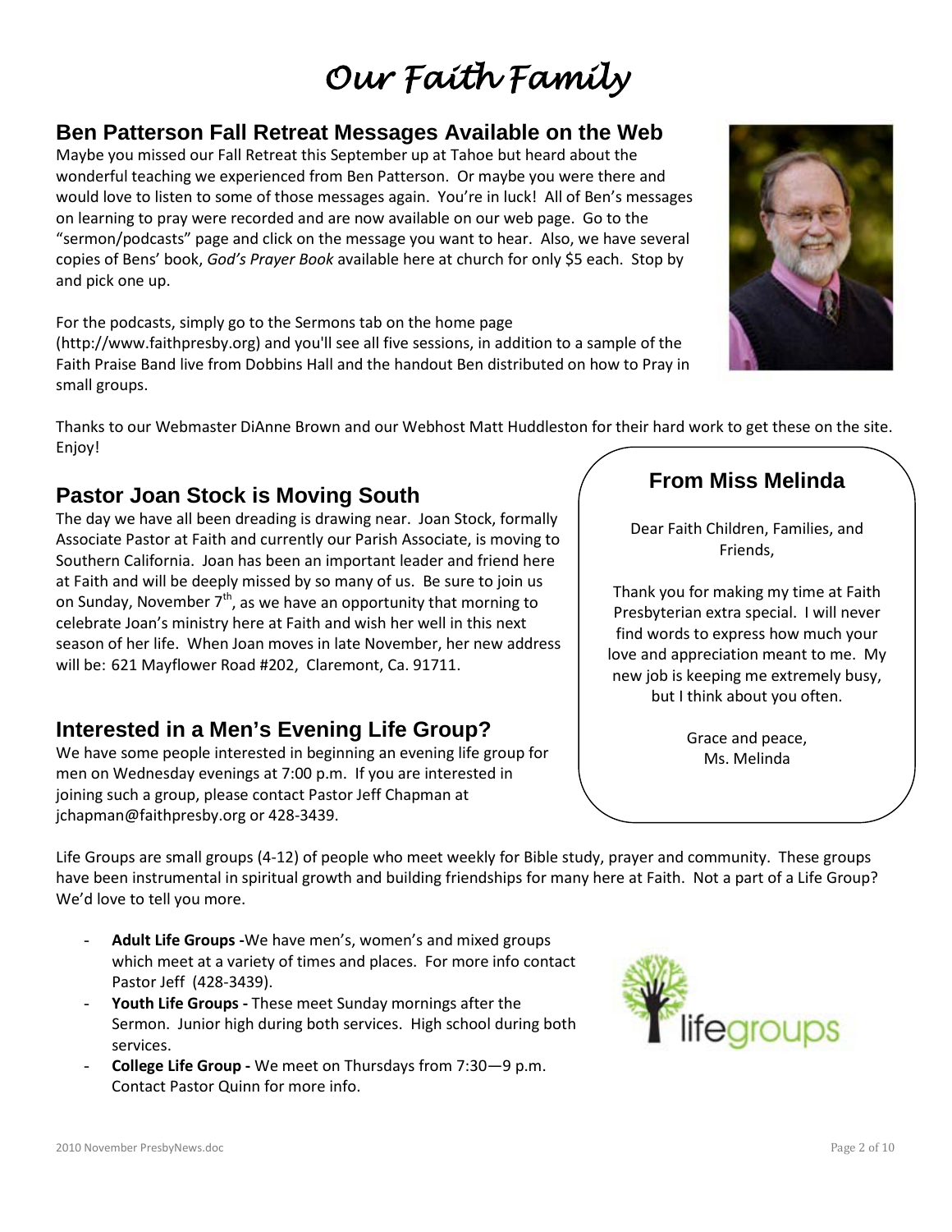# Our Faith Family

## Ben Patterson Fall Retreat Messages Available on the Web

Maybe you missed our Fall Retreat this September up at Tahoe but heard about the wonderful teaching we experienced from Ben Patterson. Or maybe you were there and would love to listen to some of those messages again. You're in luck! All of Ben's messages on learning to pray were recorded and are now available on our web page. Go to the "sermon/podcasts" page and click on the message you want to hear. Also, we have several copies of Bens' book, *God's Prayer Book* available here at church for only $5 each. Stop by and pick one up.

For the podcasts, simply go to the Sermons tab on the home page (http://www.faithpresby.org) and you'll see all five sessions, in addition to a sample of the Faith Praise Band live from Dobbins Hall and the handout Ben distributed on how to Pray in small groups.

Thanks to our Webmaster DiAnne Brown and our Webhost Matt Huddleston for their hard work to get these on the site. Enjoy!

## Pastor Joan Stock is Moving South

The day we have all been dreading is drawing near. Joan Stock, formally Associate Pastor at Faith and currently our Parish Associate, is moving to Southern California. Joan has been an important leader and friend here at Faith and will be deeply missed by so many of us. Be sure to join us on Sunday, November 7th, as we have an opportunity that morning to celebrate Joan's ministry here at Faith and wish her well in this next season of her life. When Joan moves in late November, her new address will be: 621 Mayflower Road #202, Claremont, Ca. 91711.

## From Miss Melinda

Dear Faith Children, Families, and Friends,

Thank you for making my time at Faith Presbyterian extra special. I will never find words to express how much your love and appreciation meant to me. My new job is keeping me extremely busy, but I think about you often.

Grace and peace,
Ms. Melinda

## Interested in a Men's Evening Life Group?

We have some people interested in beginning an evening life group for men on Wednesday evenings at 7:00 p.m. If you are interested in joining such a group, please contact Pastor Jeff Chapman at jchapman@faithpresby.org or 428-3439.

Life Groups are small groups (4-12) of people who meet weekly for Bible study, prayer and community. These groups have been instrumental in spiritual growth and building friendships for many here at Faith. Not a part of a Life Group? We'd love to tell you more.

- **Adult Life Groups -**We have men's, women's and mixed groups which meet at a variety of times and places. For more info contact Pastor Jeff (428-3439).
- **Youth Life Groups -** These meet Sunday mornings after the Sermon. Junior high during both services. High school during both services.
- **College Life Group -** We meet on Thursdays from 7:30—9 p.m. Contact Pastor Quinn for more info.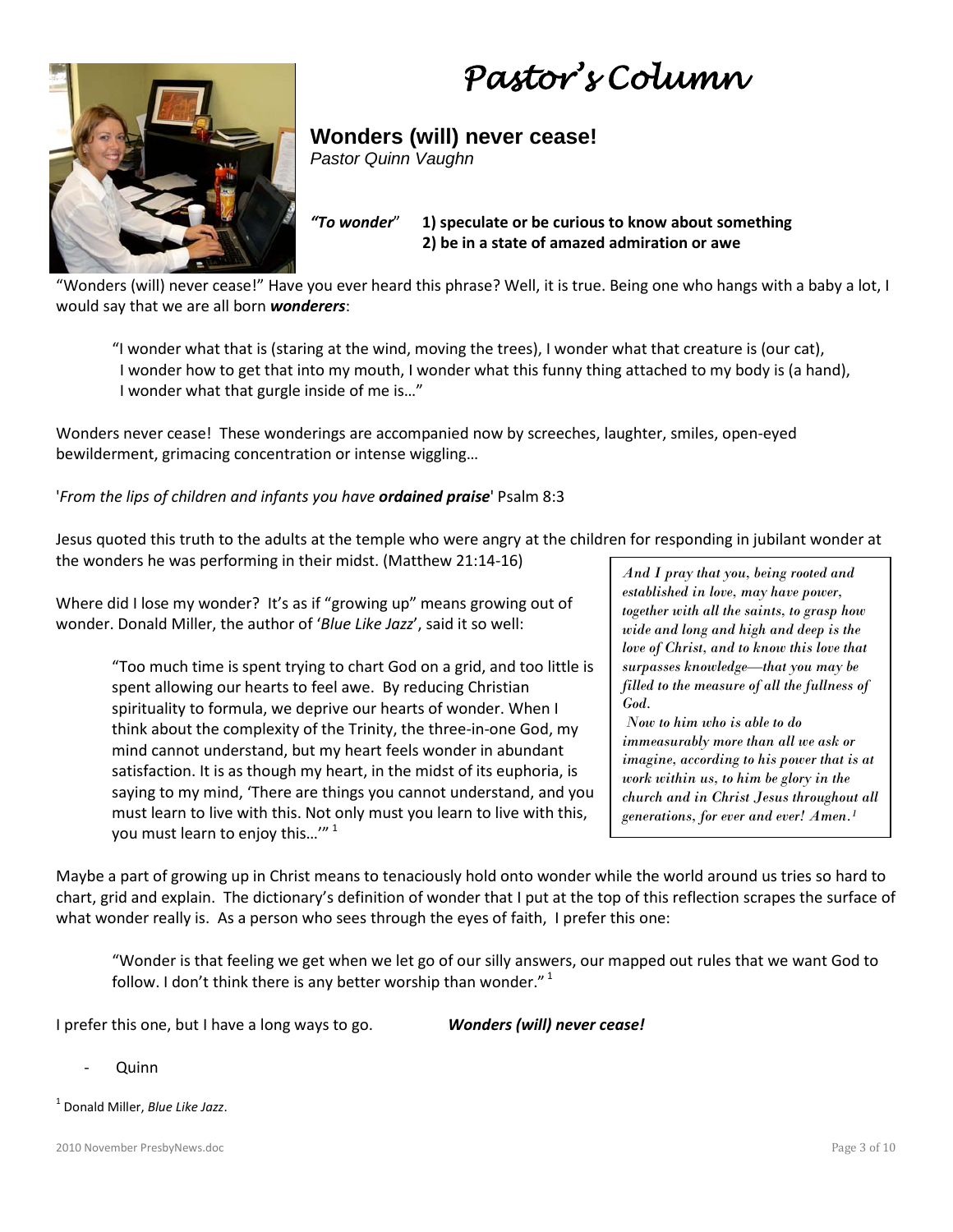# Pastor's Column

## Wonders (will) never cease!

*Pastor Quinn Vaughn*

***"To wonder"*** **1) speculate or be curious to know about something**
**2) be in a state of amazed admiration or awe**

"Wonders (will) never cease!" Have you ever heard this phrase? Well, it is true. Being one who hangs with a baby a lot, I would say that we are all born ***wonderers***:

> "I wonder what that is (staring at the wind, moving the trees), I wonder what that creature is (our cat), I wonder how to get that into my mouth, I wonder what this funny thing attached to my body is (a hand), I wonder what that gurgle inside of me is…"

Wonders never cease! These wonderings are accompanied now by screeches, laughter, smiles, open-eyed bewilderment, grimacing concentration or intense wiggling…

'*From the lips of children and infants you have* ***ordained praise***' Psalm 8:3

Jesus quoted this truth to the adults at the temple who were angry at the children for responding in jubilant wonder at the wonders he was performing in their midst. (Matthew 21:14-16)

Where did I lose my wonder? It's as if "growing up" means growing out of wonder. Donald Miller, the author of '*Blue Like Jazz*', said it so well:

> "Too much time is spent trying to chart God on a grid, and too little is spent allowing our hearts to feel awe. By reducing Christian spirituality to formula, we deprive our hearts of wonder. When I think about the complexity of the Trinity, the three-in-one God, my mind cannot understand, but my heart feels wonder in abundant satisfaction. It is as though my heart, in the midst of its euphoria, is saying to my mind, 'There are things you cannot understand, and you must learn to live with this. Not only must you learn to live with this, you must learn to enjoy this…'"[1]

> *And I pray that you, being rooted and established in love, may have power, together with all the saints, to grasp how wide and long and high and deep is the love of Christ, and to know this love that surpasses knowledge—that you may be filled to the measure of all the fullness of God.*
> *Now to him who is able to do immeasurably more than all we ask or imagine, according to his power that is at work within us, to him be glory in the church and in Christ Jesus throughout all generations, for ever and ever! Amen.*[1]

Maybe a part of growing up in Christ means to tenaciously hold onto wonder while the world around us tries so hard to chart, grid and explain. The dictionary's definition of wonder that I put at the top of this reflection scrapes the surface of what wonder really is. As a person who sees through the eyes of faith, I prefer this one:

> "Wonder is that feeling we get when we let go of our silly answers, our mapped out rules that we want God to follow. I don't think there is any better worship than wonder."[1]

I prefer this one, but I have a long ways to go. ***Wonders (will) never cease!***

- Quinn

[1] Donald Miller, *Blue Like Jazz*.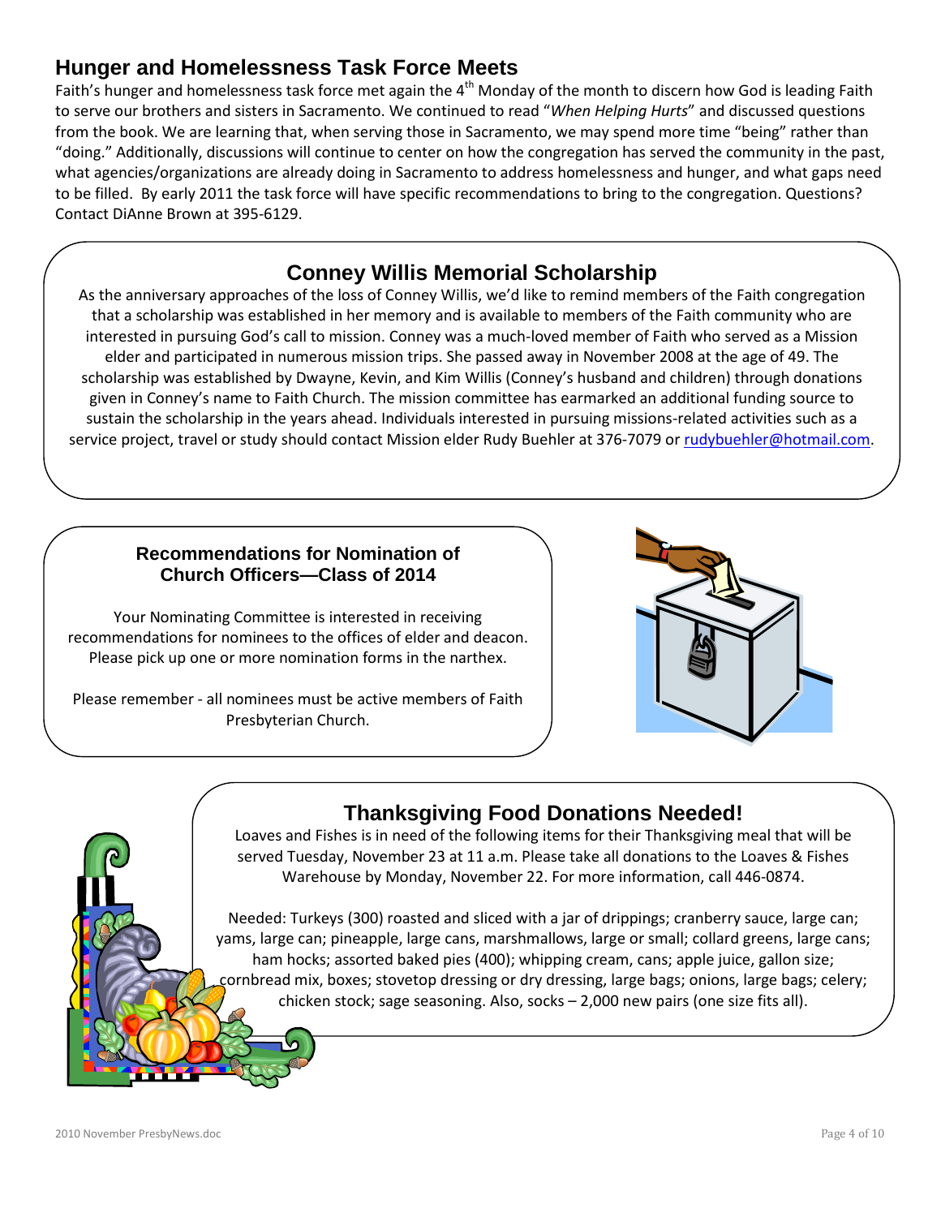## Hunger and Homelessness Task Force Meets

Faith's hunger and homelessness task force met again the 4th Monday of the month to discern how God is leading Faith to serve our brothers and sisters in Sacramento. We continued to read "*When Helping Hurts*" and discussed questions from the book. We are learning that, when serving those in Sacramento, we may spend more time "being" rather than "doing." Additionally, discussions will continue to center on how the congregation has served the community in the past, what agencies/organizations are already doing in Sacramento to address homelessness and hunger, and what gaps need to be filled. By early 2011 the task force will have specific recommendations to bring to the congregation. Questions? Contact DiAnne Brown at 395-6129.

## Conney Willis Memorial Scholarship

As the anniversary approaches of the loss of Conney Willis, we'd like to remind members of the Faith congregation that a scholarship was established in her memory and is available to members of the Faith community who are interested in pursuing God's call to mission. Conney was a much-loved member of Faith who served as a Mission elder and participated in numerous mission trips. She passed away in November 2008 at the age of 49. The scholarship was established by Dwayne, Kevin, and Kim Willis (Conney's husband and children) through donations given in Conney's name to Faith Church. The mission committee has earmarked an additional funding source to sustain the scholarship in the years ahead. Individuals interested in pursuing missions-related activities such as a service project, travel or study should contact Mission elder Rudy Buehler at 376-7079 or rudybuehler@hotmail.com.

### Recommendations for Nomination of Church Officers—Class of 2014

Your Nominating Committee is interested in receiving recommendations for nominees to the offices of elder and deacon. Please pick up one or more nomination forms in the narthex.

Please remember - all nominees must be active members of Faith Presbyterian Church.

## Thanksgiving Food Donations Needed!

Loaves and Fishes is in need of the following items for their Thanksgiving meal that will be served Tuesday, November 23 at 11 a.m. Please take all donations to the Loaves & Fishes Warehouse by Monday, November 22. For more information, call 446-0874.

Needed: Turkeys (300) roasted and sliced with a jar of drippings; cranberry sauce, large can; yams, large can; pineapple, large cans, marshmallows, large or small; collard greens, large cans; ham hocks; assorted baked pies (400); whipping cream, cans; apple juice, gallon size; cornbread mix, boxes; stovetop dressing or dry dressing, large bags; onions, large bags; celery; chicken stock; sage seasoning. Also, socks – 2,000 new pairs (one size fits all).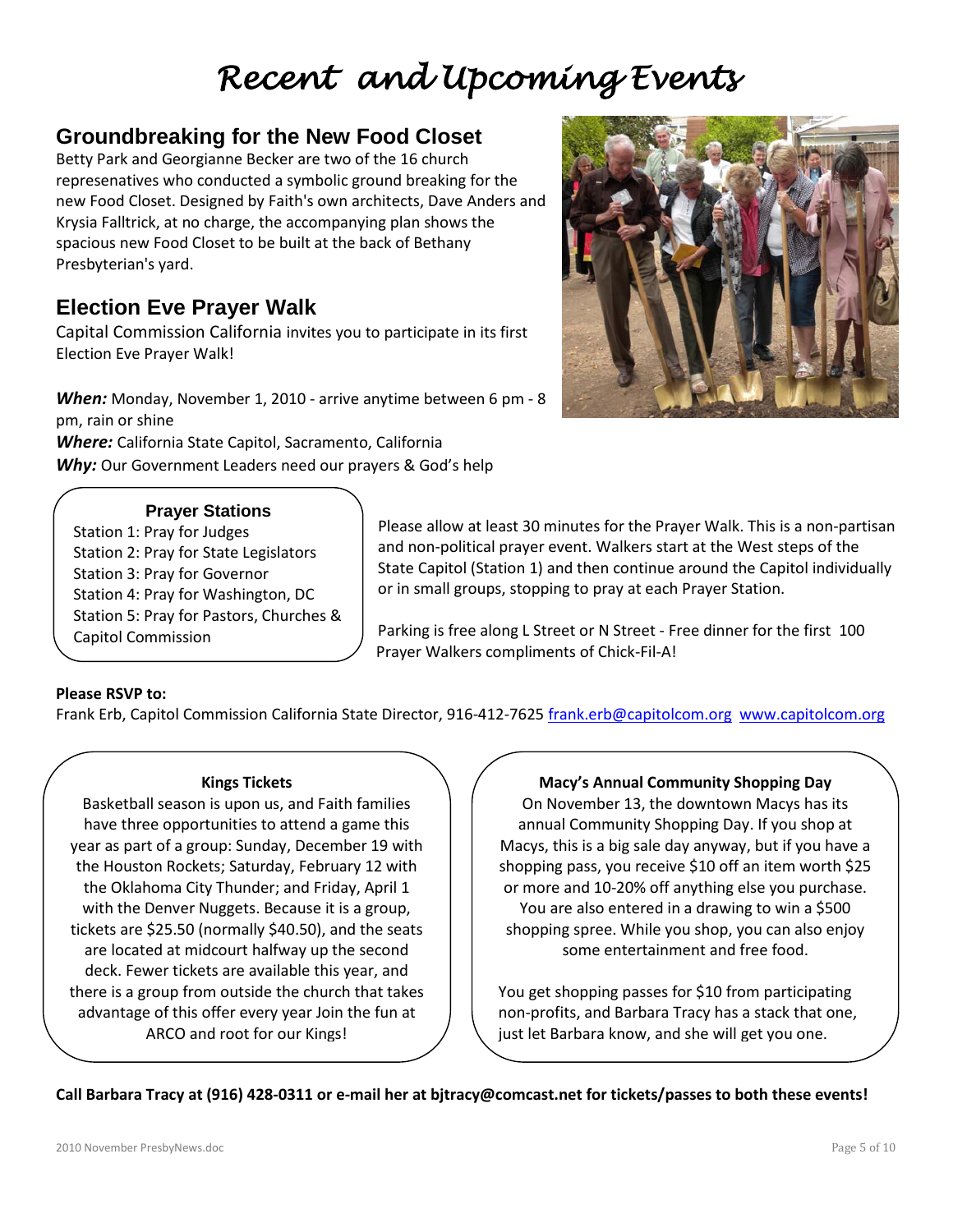// Recent and Upcoming Events

## Groundbreaking for the New Food Closet

Betty Park and Georgianne Becker are two of the 16 church represenatives who conducted a symbolic ground breaking for the new Food Closet. Designed by Faith's own architects, Dave Anders and Krysia Falltrick, at no charge, the accompanying plan shows the spacious new Food Closet to be built at the back of Bethany Presbyterian's yard.

## Election Eve Prayer Walk

Capital Commission California invites you to participate in its first Election Eve Prayer Walk!

***When:*** Monday, November 1, 2010 - arrive anytime between 6 pm - 8 pm, rain or shine
***Where:*** California State Capitol, Sacramento, California
***Why:*** Our Government Leaders need our prayers & God's help

**Prayer Stations**

- Station 1: Pray for Judges
- Station 2: Pray for State Legislators
- Station 3: Pray for Governor
- Station 4: Pray for Washington, DC
- Station 5: Pray for Pastors, Churches & Capitol Commission

Please allow at least 30 minutes for the Prayer Walk. This is a non-partisan and non-political prayer event. Walkers start at the West steps of the State Capitol (Station 1) and then continue around the Capitol individually or in small groups, stopping to pray at each Prayer Station.

Parking is free along L Street or N Street - Free dinner for the first 100 Prayer Walkers compliments of Chick-Fil-A!

**Please RSVP to:**
Frank Erb, Capitol Commission California State Director, 916-412-7625 frank.erb@capitolcom.org www.capitolcom.org

**Kings Tickets**

Basketball season is upon us, and Faith families have three opportunities to attend a game this year as part of a group: Sunday, December 19 with the Houston Rockets; Saturday, February 12 with the Oklahoma City Thunder; and Friday, April 1 with the Denver Nuggets. Because it is a group, tickets are $25.50 (normally $40.50), and the seats are located at midcourt halfway up the second deck. Fewer tickets are available this year, and there is a group from outside the church that takes advantage of this offer every year Join the fun at ARCO and root for our Kings!

**Macy's Annual Community Shopping Day**

On November 13, the downtown Macys has its annual Community Shopping Day. If you shop at Macys, this is a big sale day anyway, but if you have a shopping pass, you receive $10 off an item worth $25 or more and 10-20% off anything else you purchase. You are also entered in a drawing to win a $500 shopping spree. While you shop, you can also enjoy some entertainment and free food.

You get shopping passes for $10 from participating non-profits, and Barbara Tracy has a stack that one, just let Barbara know, and she will get you one.

**Call Barbara Tracy at (916) 428-0311 or e-mail her at bjtracy@comcast.net for tickets/passes to both these events!**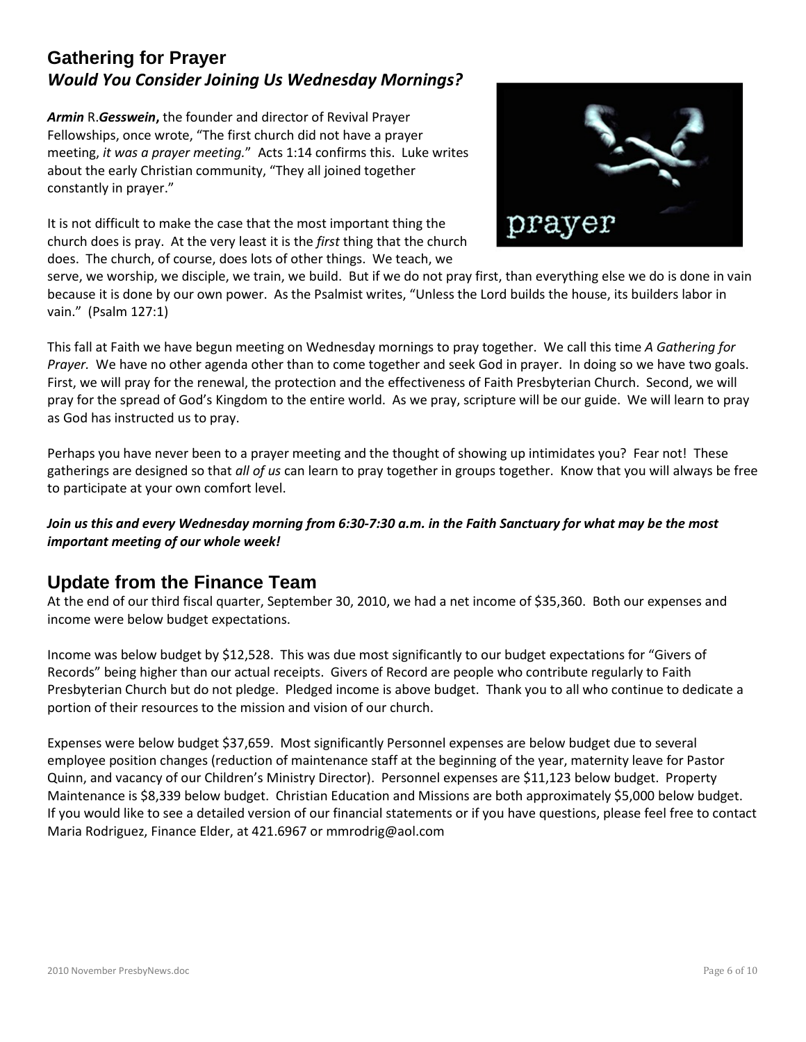## Gathering for Prayer

### *Would You Consider Joining Us Wednesday Mornings?*

***Armin*** R.***Gesswein*****,** the founder and director of Revival Prayer Fellowships, once wrote, "The first church did not have a prayer meeting, *it was a prayer meeting.*" Acts 1:14 confirms this. Luke writes about the early Christian community, "They all joined together constantly in prayer."

It is not difficult to make the case that the most important thing the church does is pray. At the very least it is the *first* thing that the church does. The church, of course, does lots of other things. We teach, we serve, we worship, we disciple, we train, we build. But if we do not pray first, than everything else we do is done in vain because it is done by our own power. As the Psalmist writes, "Unless the Lord builds the house, its builders labor in vain." (Psalm 127:1)

This fall at Faith we have begun meeting on Wednesday mornings to pray together. We call this time *A Gathering for Prayer.* We have no other agenda other than to come together and seek God in prayer. In doing so we have two goals. First, we will pray for the renewal, the protection and the effectiveness of Faith Presbyterian Church. Second, we will pray for the spread of God's Kingdom to the entire world. As we pray, scripture will be our guide. We will learn to pray as God has instructed us to pray.

Perhaps you have never been to a prayer meeting and the thought of showing up intimidates you? Fear not! These gatherings are designed so that *all of us* can learn to pray together in groups together. Know that you will always be free to participate at your own comfort level.

***Join us this and every Wednesday morning from 6:30-7:30 a.m. in the Faith Sanctuary for what may be the most important meeting of our whole week!***

## Update from the Finance Team

At the end of our third fiscal quarter, September 30, 2010, we had a net income of $35,360. Both our expenses and income were below budget expectations.

Income was below budget by $12,528. This was due most significantly to our budget expectations for "Givers of Records" being higher than our actual receipts. Givers of Record are people who contribute regularly to Faith Presbyterian Church but do not pledge. Pledged income is above budget. Thank you to all who continue to dedicate a portion of their resources to the mission and vision of our church.

Expenses were below budget $37,659. Most significantly Personnel expenses are below budget due to several employee position changes (reduction of maintenance staff at the beginning of the year, maternity leave for Pastor Quinn, and vacancy of our Children's Ministry Director). Personnel expenses are $11,123 below budget. Property Maintenance is $8,339 below budget. Christian Education and Missions are both approximately $5,000 below budget. If you would like to see a detailed version of our financial statements or if you have questions, please feel free to contact Maria Rodriguez, Finance Elder, at 421.6967 or mmrodrig@aol.com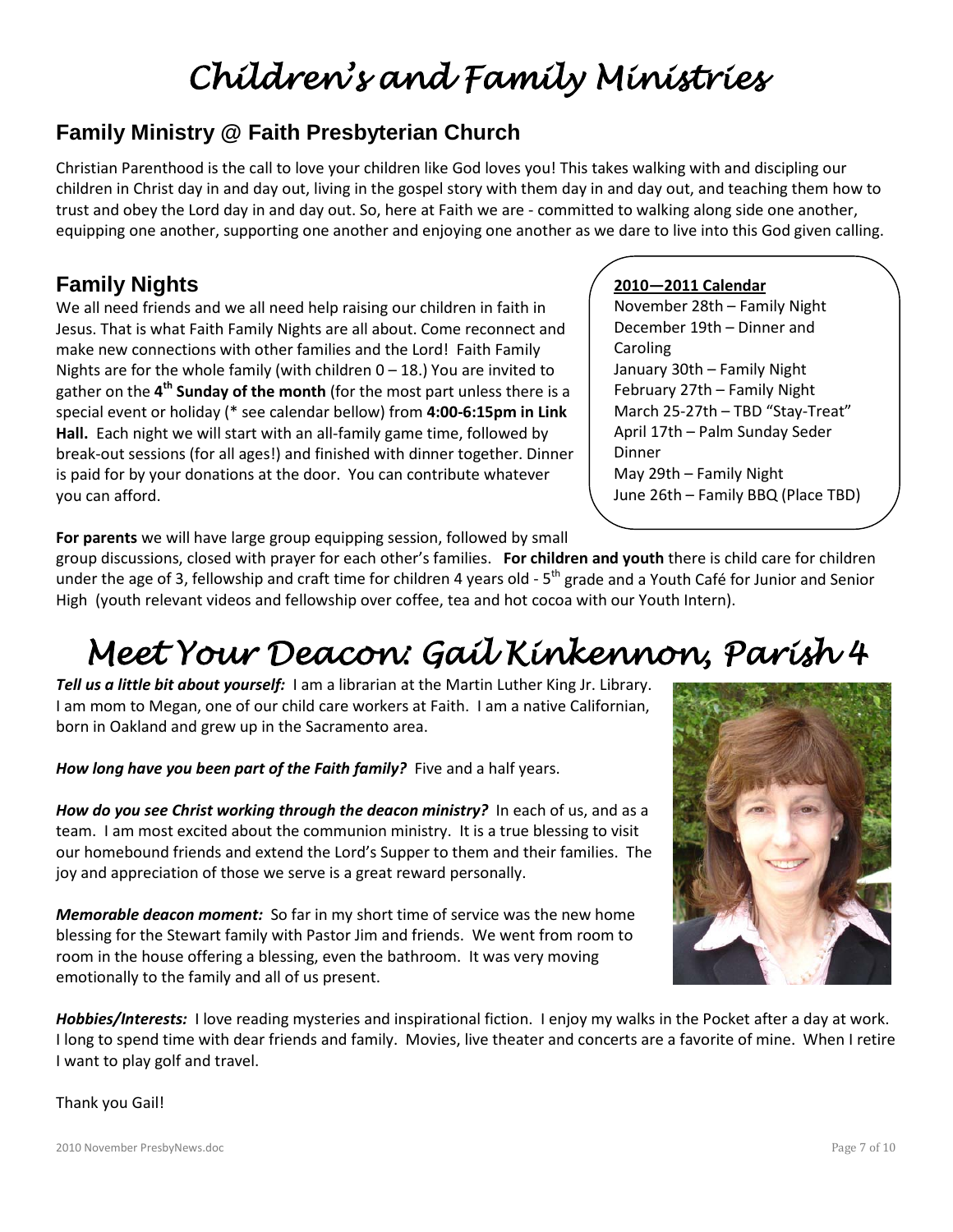# Children's and Family Ministries

## Family Ministry @ Faith Presbyterian Church

Christian Parenthood is the call to love your children like God loves you! This takes walking with and discipling our children in Christ day in and day out, living in the gospel story with them day in and day out, and teaching them how to trust and obey the Lord day in and day out. So, here at Faith we are - committed to walking along side one another, equipping one another, supporting one another and enjoying one another as we dare to live into this God given calling.

## Family Nights

We all need friends and we all need help raising our children in faith in Jesus. That is what Faith Family Nights are all about. Come reconnect and make new connections with other families and the Lord! Faith Family Nights are for the whole family (with children 0 – 18.) You are invited to gather on the **4th Sunday of the month** (for the most part unless there is a special event or holiday (* see calendar bellow) from **4:00-6:15pm in Link Hall.** Each night we will start with an all-family game time, followed by break-out sessions (for all ages!) and finished with dinner together. Dinner is paid for by your donations at the door. You can contribute whatever you can afford.

**2010—2011 Calendar**

November 28th – Family Night
December 19th – Dinner and Caroling
January 30th – Family Night
February 27th – Family Night
March 25-27th – TBD "Stay-Treat"
April 17th – Palm Sunday Seder Dinner
May 29th – Family Night
June 26th – Family BBQ (Place TBD)

**For parents** we will have large group equipping session, followed by small group discussions, closed with prayer for each other's families. **For children and youth** there is child care for children under the age of 3, fellowship and craft time for children 4 years old - 5th grade and a Youth Café for Junior and Senior High (youth relevant videos and fellowship over coffee, tea and hot cocoa with our Youth Intern).

# Meet Your Deacon: Gail Kinkennon, Parish 4

***Tell us a little bit about yourself:*** I am a librarian at the Martin Luther King Jr. Library. I am mom to Megan, one of our child care workers at Faith. I am a native Californian, born in Oakland and grew up in the Sacramento area.

***How long have you been part of the Faith family?*** Five and a half years.

***How do you see Christ working through the deacon ministry?*** In each of us, and as a team. I am most excited about the communion ministry. It is a true blessing to visit our homebound friends and extend the Lord's Supper to them and their families. The joy and appreciation of those we serve is a great reward personally.

***Memorable deacon moment:*** So far in my short time of service was the new home blessing for the Stewart family with Pastor Jim and friends. We went from room to room in the house offering a blessing, even the bathroom. It was very moving emotionally to the family and all of us present.

***Hobbies/Interests:*** I love reading mysteries and inspirational fiction. I enjoy my walks in the Pocket after a day at work. I long to spend time with dear friends and family. Movies, live theater and concerts are a favorite of mine. When I retire I want to play golf and travel.

Thank you Gail!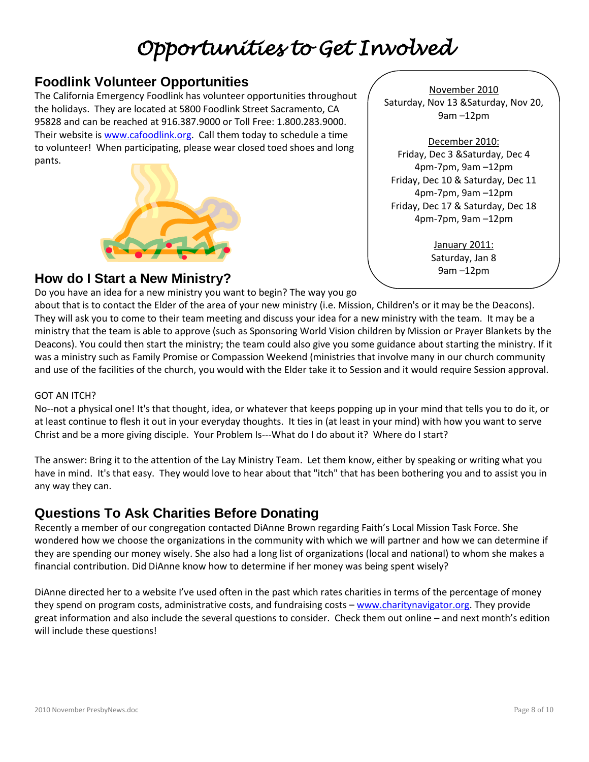# Opportunities to Get Involved

## Foodlink Volunteer Opportunities

The California Emergency Foodlink has volunteer opportunities throughout the holidays. They are located at 5800 Foodlink Street Sacramento, CA 95828 and can be reached at 916.387.9000 or Toll Free: 1.800.283.9000. Their website is www.cafoodlink.org. Call them today to schedule a time to volunteer! When participating, please wear closed toed shoes and long pants.

November 2010
Saturday, Nov 13 &Saturday, Nov 20,
9am –12pm

December 2010:
Friday, Dec 3 &Saturday, Dec 4
4pm-7pm, 9am –12pm
Friday, Dec 10 & Saturday, Dec 11
4pm-7pm, 9am –12pm
Friday, Dec 17 & Saturday, Dec 18
4pm-7pm, 9am –12pm

January 2011:
Saturday, Jan 8
9am –12pm

## How do I Start a New Ministry?

Do you have an idea for a new ministry you want to begin? The way you go about that is to contact the Elder of the area of your new ministry (i.e. Mission, Children's or it may be the Deacons). They will ask you to come to their team meeting and discuss your idea for a new ministry with the team. It may be a ministry that the team is able to approve (such as Sponsoring World Vision children by Mission or Prayer Blankets by the Deacons). You could then start the ministry; the team could also give you some guidance about starting the ministry. If it was a ministry such as Family Promise or Compassion Weekend (ministries that involve many in our church community and use of the facilities of the church, you would with the Elder take it to Session and it would require Session approval.

GOT AN ITCH?

No--not a physical one! It's that thought, idea, or whatever that keeps popping up in your mind that tells you to do it, or at least continue to flesh it out in your everyday thoughts. It ties in (at least in your mind) with how you want to serve Christ and be a more giving disciple. Your Problem Is---What do I do about it? Where do I start?

The answer: Bring it to the attention of the Lay Ministry Team. Let them know, either by speaking or writing what you have in mind. It's that easy. They would love to hear about that "itch" that has been bothering you and to assist you in any way they can.

## Questions To Ask Charities Before Donating

Recently a member of our congregation contacted DiAnne Brown regarding Faith's Local Mission Task Force. She wondered how we choose the organizations in the community with which we will partner and how we can determine if they are spending our money wisely. She also had a long list of organizations (local and national) to whom she makes a financial contribution. Did DiAnne know how to determine if her money was being spent wisely?

DiAnne directed her to a website I've used often in the past which rates charities in terms of the percentage of money they spend on program costs, administrative costs, and fundraising costs – www.charitynavigator.org. They provide great information and also include the several questions to consider. Check them out online – and next month's edition will include these questions!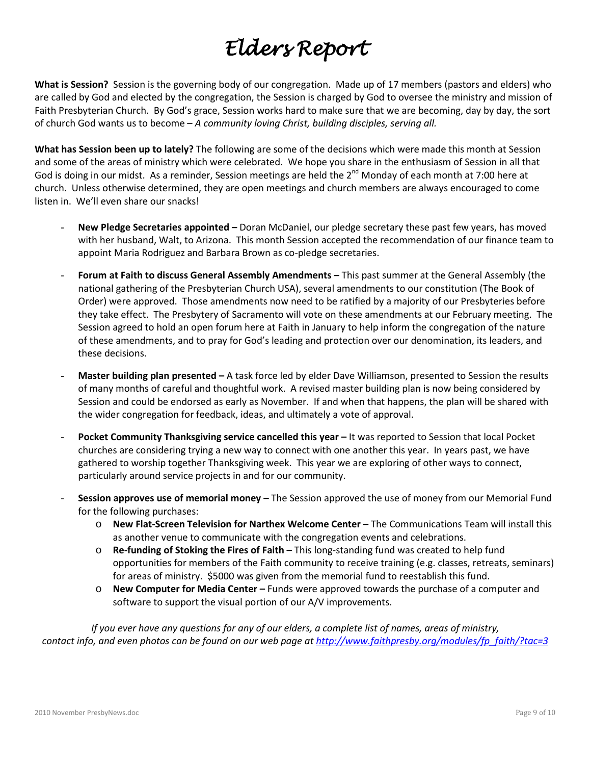# *Elders Report*

**What is Session?** Session is the governing body of our congregation. Made up of 17 members (pastors and elders) who are called by God and elected by the congregation, the Session is charged by God to oversee the ministry and mission of Faith Presbyterian Church. By God's grace, Session works hard to make sure that we are becoming, day by day, the sort of church God wants us to become – *A community loving Christ, building disciples, serving all.*

**What has Session been up to lately?** The following are some of the decisions which were made this month at Session and some of the areas of ministry which were celebrated. We hope you share in the enthusiasm of Session in all that God is doing in our midst. As a reminder, Session meetings are held the 2nd Monday of each month at 7:00 here at church. Unless otherwise determined, they are open meetings and church members are always encouraged to come listen in. We'll even share our snacks!

- **New Pledge Secretaries appointed –** Doran McDaniel, our pledge secretary these past few years, has moved with her husband, Walt, to Arizona. This month Session accepted the recommendation of our finance team to appoint Maria Rodriguez and Barbara Brown as co-pledge secretaries.
- **Forum at Faith to discuss General Assembly Amendments –** This past summer at the General Assembly (the national gathering of the Presbyterian Church USA), several amendments to our constitution (The Book of Order) were approved. Those amendments now need to be ratified by a majority of our Presbyteries before they take effect. The Presbytery of Sacramento will vote on these amendments at our February meeting. The Session agreed to hold an open forum here at Faith in January to help inform the congregation of the nature of these amendments, and to pray for God's leading and protection over our denomination, its leaders, and these decisions.
- **Master building plan presented –** A task force led by elder Dave Williamson, presented to Session the results of many months of careful and thoughtful work. A revised master building plan is now being considered by Session and could be endorsed as early as November. If and when that happens, the plan will be shared with the wider congregation for feedback, ideas, and ultimately a vote of approval.
- **Pocket Community Thanksgiving service cancelled this year –** It was reported to Session that local Pocket churches are considering trying a new way to connect with one another this year. In years past, we have gathered to worship together Thanksgiving week. This year we are exploring of other ways to connect, particularly around service projects in and for our community.
- **Session approves use of memorial money –** The Session approved the use of money from our Memorial Fund for the following purchases:
  - **New Flat-Screen Television for Narthex Welcome Center –** The Communications Team will install this as another venue to communicate with the congregation events and celebrations.
  - **Re-funding of Stoking the Fires of Faith –** This long-standing fund was created to help fund opportunities for members of the Faith community to receive training (e.g. classes, retreats, seminars) for areas of ministry. $5000 was given from the memorial fund to reestablish this fund.
  - **New Computer for Media Center –** Funds were approved towards the purchase of a computer and software to support the visual portion of our A/V improvements.

*If you ever have any questions for any of our elders, a complete list of names, areas of ministry, contact info, and even photos can be found on our web page at [http://www.faithpresby.org/modules/fp_faith/?tac=3](http://www.faithpresby.org/modules/fp_faith/?tac=3)*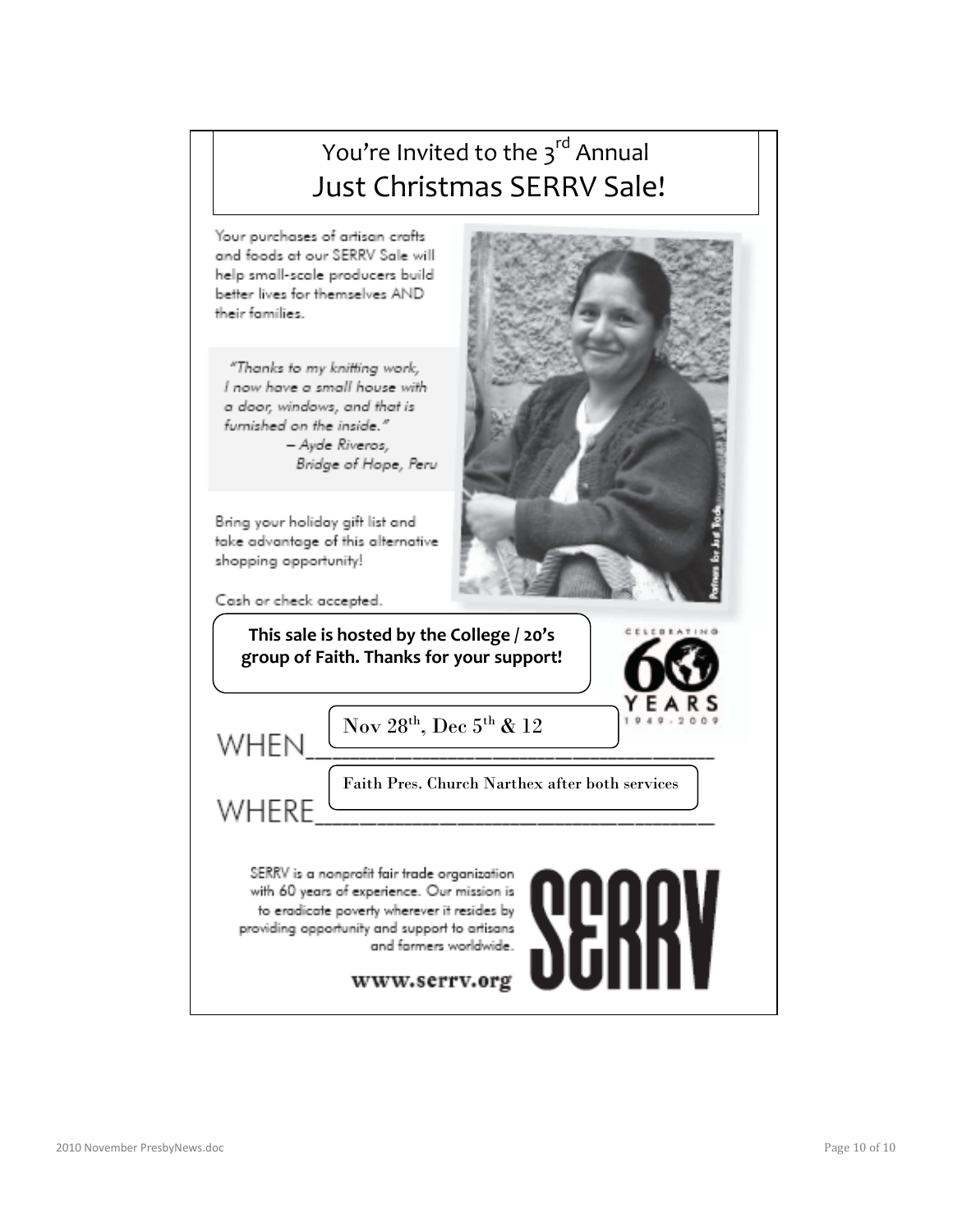# You're Invited to the 3rd Annual Just Christmas SERRV Sale!

Your purchases of artisan crafts and foods at our SERRV Sale will help small-scale producers build better lives for themselves AND their families.

*"Thanks to my knitting work, I now have a small house with a door, windows, and that is furnished on the inside."*
*– Ayde Riveros, Bridge of Hope, Peru*

Bring your holiday gift list and take advantage of this alternative shopping opportunity!

Cash or check accepted.

Partners for Just Trade

**This sale is hosted by the College / 20's group of Faith. Thanks for your support!**

CELEBRATING 60 YEARS 1949 - 2009

WHEN: Nov 28th, Dec 5th & 12

WHERE: Faith Pres. Church Narthex after both services

SERRV is a nonprofit fair trade organization with 60 years of experience. Our mission is to eradicate poverty wherever it resides by providing opportunity and support to artisans and farmers worldwide.

**www.serrv.org**

SERRV